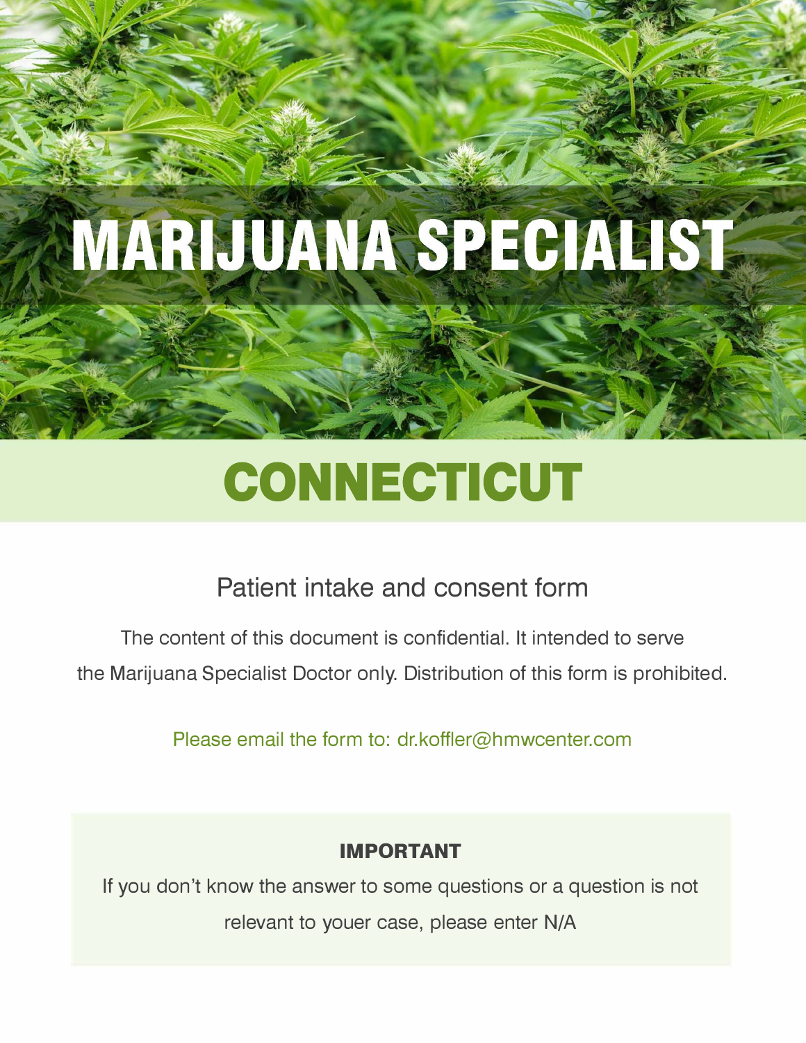# MARIJUANA SPECIALIST

## CONNECTICUT

### Patient intake and consent form

The content of this document is confidential. It intended to serve the Marijuana Specialist Doctor only. Distribution of this form is prohibited.

Please email the form to: dr.koffler@hmwcenter.com

**IMPORTANT**

If you don't know the answer to some questions or a question is not relevant to youer case, please enter N/A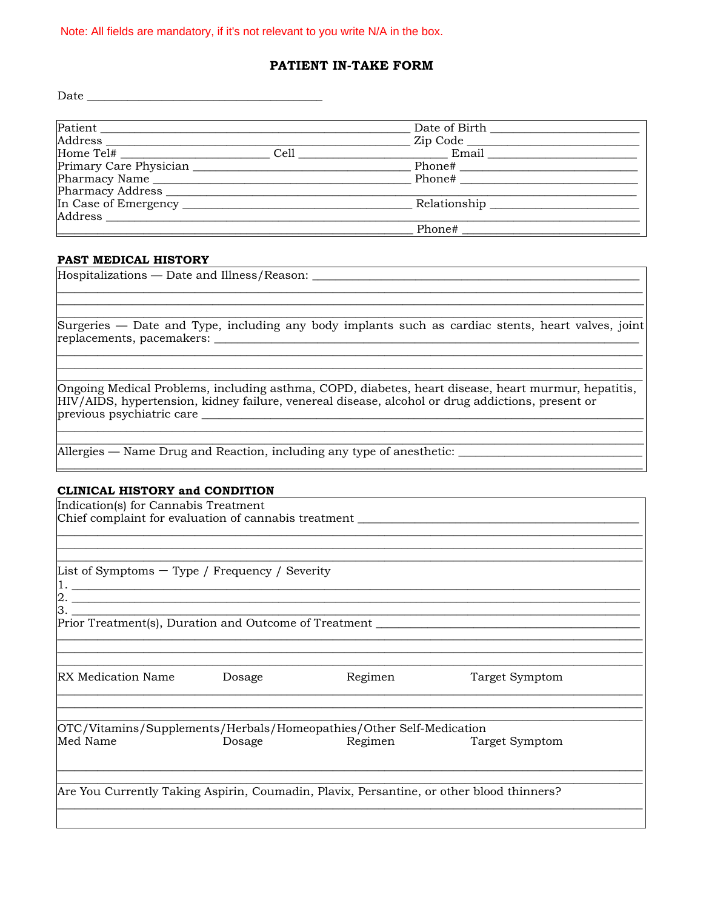Note: All fields are mandatory, if it's not relevant to you write N/A in the box.

# PATIENT IN-TAKE FORM

Date ______________________________________

Patient ______________________________________________ Date of Birth ______________________
Address ______________________________________________ Zip Code __________________________
Home Tel# ______________________ Cell ____________________ Email _______________________
Primary Care Physician ___________________________________ Phone# __________________________
Pharmacy Name _______________________________________ Phone# __________________________
Pharmacy Address _____________________________________________________________________
In Case of Emergency ___________________________________ Relationship _____________________
Address ____________________________________________________________________________
_________________________________________________________ Phone# __________________________

## PAST MEDICAL HISTORY

Hospitalizations — Date and Illness/Reason: ____________________________________________________
__________________________________________________________________________________________
__________________________________________________________________________________________
__________________________________________________________________________________________

Surgeries — Date and Type, including any body implants such as cardiac stents, heart valves, joint replacements, pacemakers: ______________________________________________________________________
__________________________________________________________________________________________
__________________________________________________________________________________________
__________________________________________________________________________________________

Ongoing Medical Problems, including asthma, COPD, diabetes, heart disease, heart murmur, hepatitis, HIV/AIDS, hypertension, kidney failure, venereal disease, alcohol or drug addictions, present or previous psychiatric care ___________________________________________________________________
__________________________________________________________________________________________
__________________________________________________________________________________________

Allergies — Name Drug and Reaction, including any type of anesthetic: ___________________________
__________________________________________________________________________________________

## CLINICAL HISTORY and CONDITION

Indication(s) for Cannabis Treatment
Chief complaint for evaluation of cannabis treatment ________________________________________
__________________________________________________________________________________________
__________________________________________________________________________________________
__________________________________________________________________________________________

List of Symptoms — Type / Frequency / Severity
1. ________________________________________________________________________________________
2. ________________________________________________________________________________________
3. ________________________________________________________________________________________

Prior Treatment(s), Duration and Outcome of Treatment _____________________________________
__________________________________________________________________________________________
__________________________________________________________________________________________
__________________________________________________________________________________________

| RX Medication Name | Dosage | Regimen | Target Symptom |
|---|---|---|---|
| | | | |
| | | | |
| | | | |

OTC/Vitamins/Supplements/Herbals/Homeopathies/Other Self-Medication

| Med Name | Dosage | Regimen | Target Symptom |
|---|---|---|---|
| | | | |
| | | | |

Are You Currently Taking Aspirin, Coumadin, Plavix, Persantine, or other blood thinners?
__________________________________________________________________________________________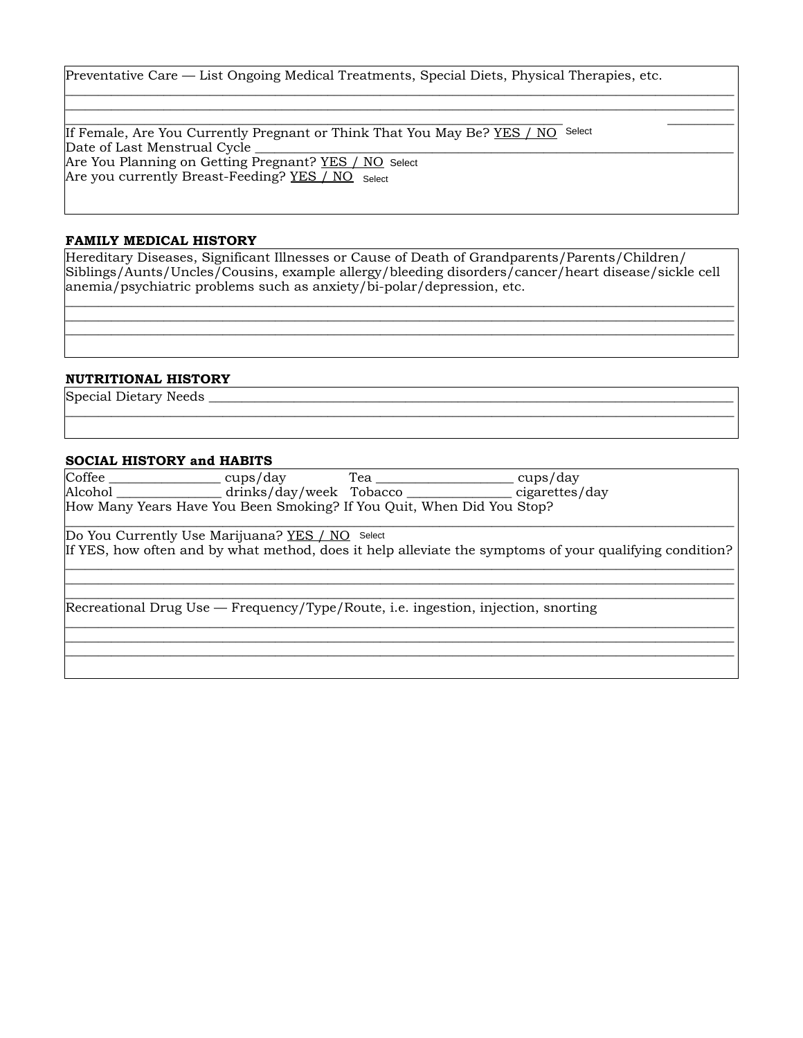Preventative Care — List Ongoing Medical Treatments, Special Diets, Physical Therapies, etc.

____________________________________________________________________________________

____________________________________________________________________________________

____________________________________________________________________________________

If Female, Are You Currently Pregnant or Think That You May Be? YES / NO Select

Date of Last Menstrual Cycle ____________________________________________________________

Are You Planning on Getting Pregnant? YES / NO Select

Are you currently Breast-Feeding? YES / NO Select

**FAMILY MEDICAL HISTORY**

Hereditary Diseases, Significant Illnesses or Cause of Death of Grandparents/Parents/Children/Siblings/Aunts/Uncles/Cousins, example allergy/bleeding disorders/cancer/heart disease/sickle cell anemia/psychiatric problems such as anxiety/bi-polar/depression, etc.

____________________________________________________________________________________

____________________________________________________________________________________

____________________________________________________________________________________

**NUTRITIONAL HISTORY**

Special Dietary Needs ____________________________________________________________

____________________________________________________________________________________

**SOCIAL HISTORY and HABITS**

Coffee ________________ cups/day Tea ____________________ cups/day

Alcohol _______________ drinks/day/week Tobacco _______________ cigarettes/day

How Many Years Have You Been Smoking? If You Quit, When Did You Stop?

____________________________________________________________________________________

Do You Currently Use Marijuana? YES / NO Select

If YES, how often and by what method, does it help alleviate the symptoms of your qualifying condition?

____________________________________________________________________________________

____________________________________________________________________________________

____________________________________________________________________________________

Recreational Drug Use — Frequency/Type/Route, i.e. ingestion, injection, snorting

____________________________________________________________________________________

____________________________________________________________________________________

____________________________________________________________________________________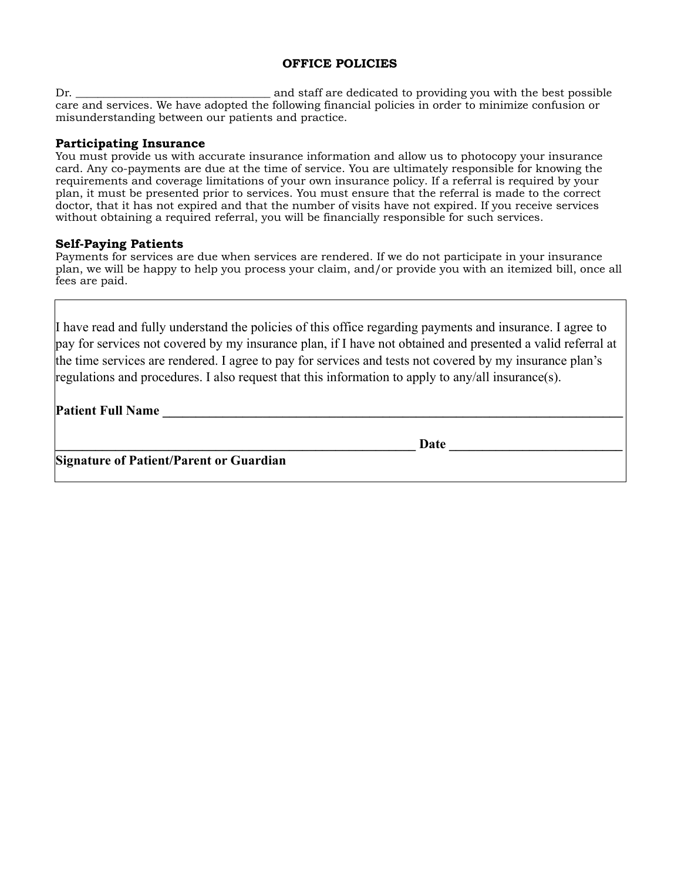# OFFICE POLICIES

Dr. ________________________________ and staff are dedicated to providing you with the best possible care and services. We have adopted the following financial policies in order to minimize confusion or misunderstanding between our patients and practice.

**Participating Insurance**

You must provide us with accurate insurance information and allow us to photocopy your insurance card. Any co-payments are due at the time of service. You are ultimately responsible for knowing the requirements and coverage limitations of your own insurance policy. If a referral is required by your plan, it must be presented prior to services. You must ensure that the referral is made to the correct doctor, that it has not expired and that the number of visits have not expired. If you receive services without obtaining a required referral, you will be financially responsible for such services.

**Self-Paying Patients**

Payments for services are due when services are rendered. If we do not participate in your insurance plan, we will be happy to help you process your claim, and/or provide you with an itemized bill, once all fees are paid.

I have read and fully understand the policies of this office regarding payments and insurance. I agree to pay for services not covered by my insurance plan, if I have not obtained and presented a valid referral at the time services are rendered. I agree to pay for services and tests not covered by my insurance plan's regulations and procedures. I also request that this information to apply to any/all insurance(s).

**Patient Full Name** ______________________________________________________________________

________________________________________________________ **Date** __________________________

**Signature of Patient/Parent or Guardian**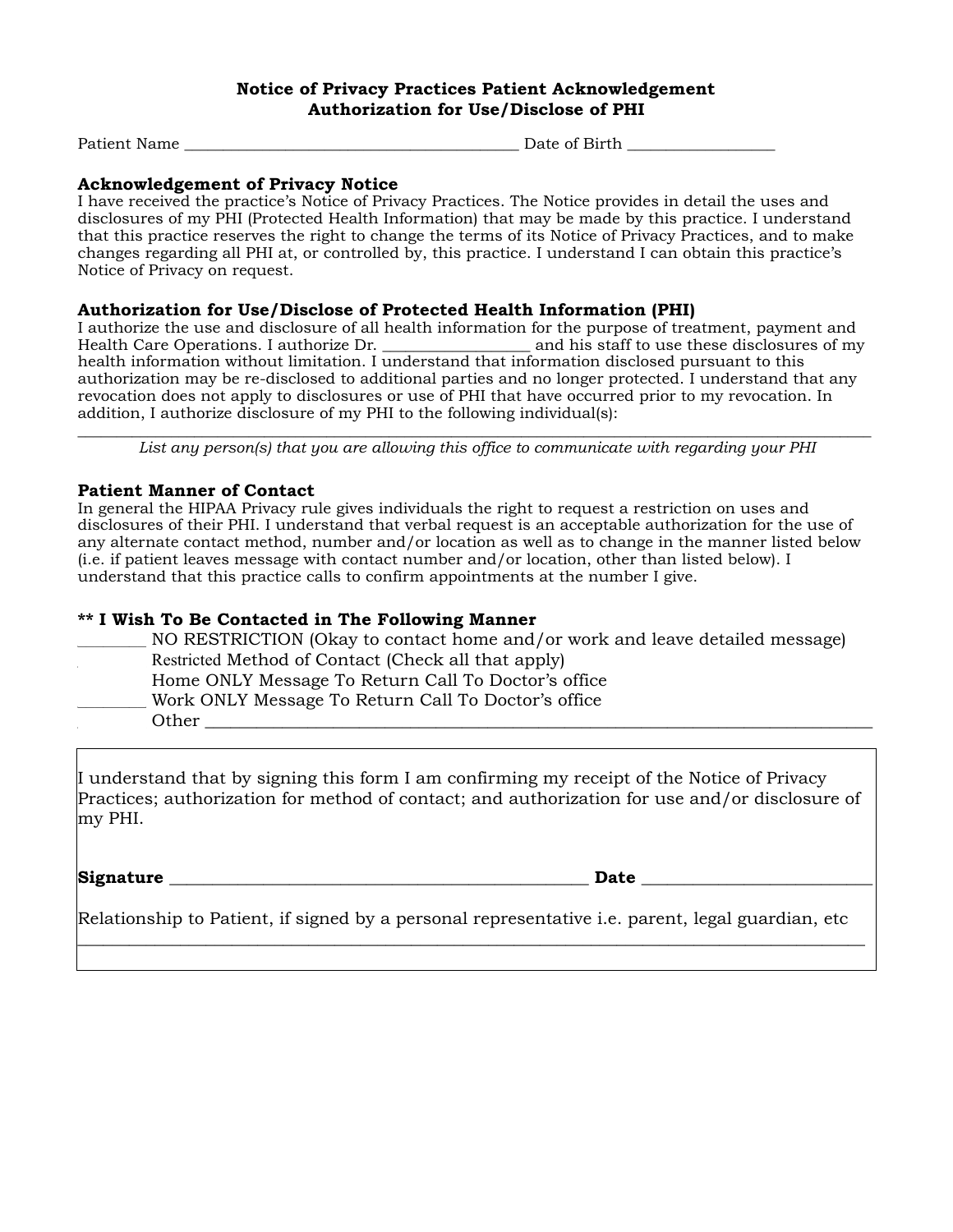**Notice of Privacy Practices Patient Acknowledgement**
**Authorization for Use/Disclose of PHI**

Patient Name ________________________________________ Date of Birth __________________

### Acknowledgement of Privacy Notice

I have received the practice's Notice of Privacy Practices. The Notice provides in detail the uses and disclosures of my PHI (Protected Health Information) that may be made by this practice. I understand that this practice reserves the right to change the terms of its Notice of Privacy Practices, and to make changes regarding all PHI at, or controlled by, this practice. I understand I can obtain this practice's Notice of Privacy on request.

### Authorization for Use/Disclose of Protected Health Information (PHI)

I authorize the use and disclosure of all health information for the purpose of treatment, payment and Health Care Operations. I authorize Dr. __________________ and his staff to use these disclosures of my health information without limitation. I understand that information disclosed pursuant to this authorization may be re-disclosed to additional parties and no longer protected. I understand that any revocation does not apply to disclosures or use of PHI that have occurred prior to my revocation. In addition, I authorize disclosure of my PHI to the following individual(s):

______________________________________________________________________________________

*List any person(s) that you are allowing this office to communicate with regarding your PHI*

### Patient Manner of Contact

In general the HIPAA Privacy rule gives individuals the right to request a restriction on uses and disclosures of their PHI. I understand that verbal request is an acceptable authorization for the use of any alternate contact method, number and/or location as well as to change in the manner listed below (i.e. if patient leaves message with contact number and/or location, other than listed below). I understand that this practice calls to confirm appointments at the number I give.

**\*\* I Wish To Be Contacted in The Following Manner**

________ NO RESTRICTION (Okay to contact home and/or work and leave detailed message)
________ Restricted Method of Contact (Check all that apply)
________ Home ONLY Message To Return Call To Doctor's office
________ Work ONLY Message To Return Call To Doctor's office
________ Other ______________________________________________________________________

I understand that by signing this form I am confirming my receipt of the Notice of Privacy Practices; authorization for method of contact; and authorization for use and/or disclosure of my PHI.

**Signature** ______________________________________________ **Date** _________________________

Relationship to Patient, if signed by a personal representative i.e. parent, legal guardian, etc
______________________________________________________________________________________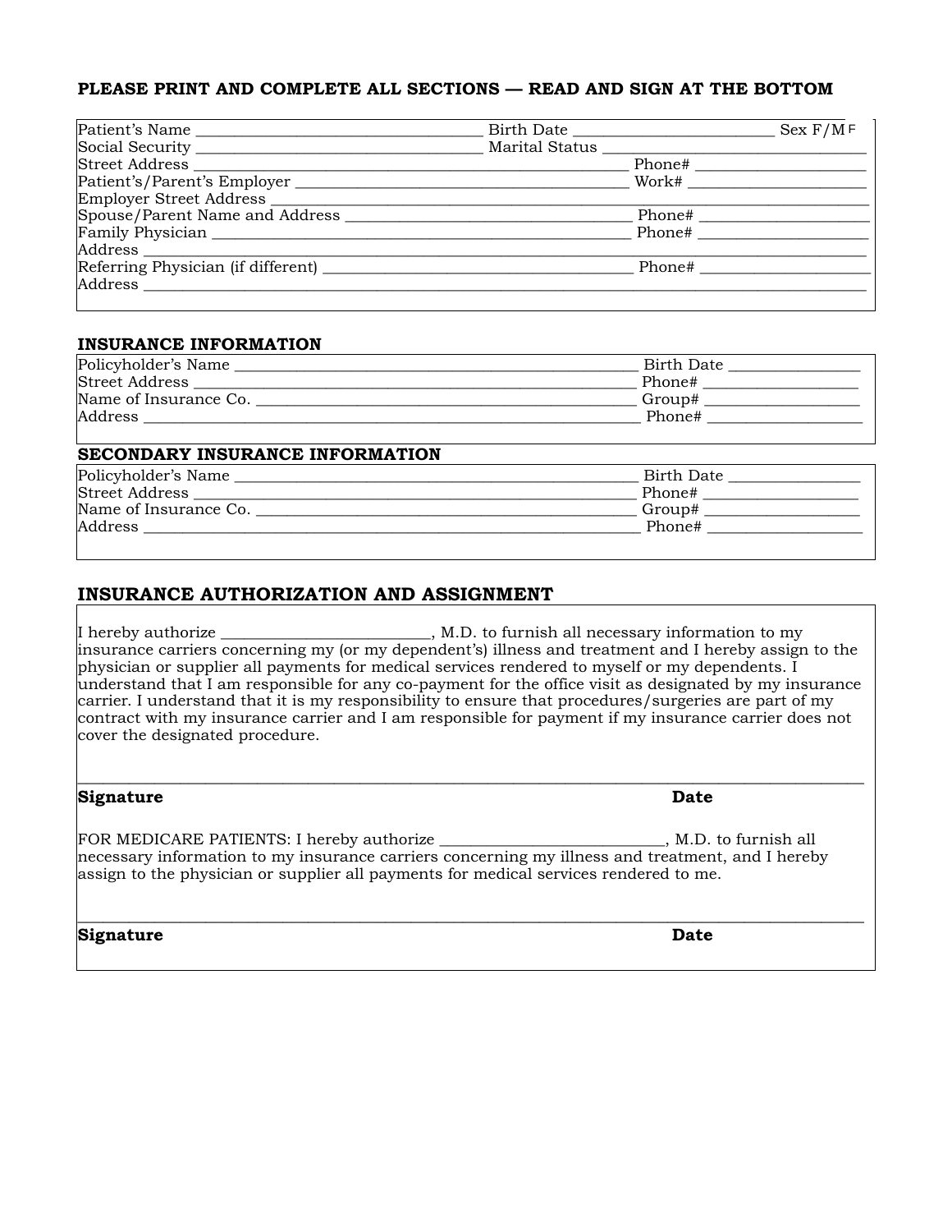**PLEASE PRINT AND COMPLETE ALL SECTIONS — READ AND SIGN AT THE BOTTOM**

Patient's Name ___________________________________ Birth Date ________________________ Sex F/M F
Social Security ___________________________________ Marital Status _______________________________
Street Address ___________________________________________________ Phone# ____________________
Patient's/Parent's Employer ________________________________________ Work# _____________________
Employer Street Address _____________________________________________________________________
Spouse/Parent Name and Address ___________________________________ Phone# ____________________
Family Physician __________________________________________________ Phone# ____________________
Address ___________________________________________________________________________________
Referring Physician (if different) ______________________________________ Phone# ____________________
Address ___________________________________________________________________________________

## INSURANCE INFORMATION

Policyholder's Name ________________________________________________ Birth Date _______________
Street Address _____________________________________________________ Phone# __________________
Name of Insurance Co. _______________________________________________ Group# __________________
Address ___________________________________________________________ Phone# __________________

## SECONDARY INSURANCE INFORMATION

Policyholder's Name ________________________________________________ Birth Date _______________
Street Address _____________________________________________________ Phone# __________________
Name of Insurance Co. _______________________________________________ Group# __________________
Address ___________________________________________________________ Phone# __________________

## INSURANCE AUTHORIZATION AND ASSIGNMENT

I hereby authorize _________________________, M.D. to furnish all necessary information to my insurance carriers concerning my (or my dependent's) illness and treatment and I hereby assign to the physician or supplier all payments for medical services rendered to myself or my dependents. I understand that I am responsible for any co-payment for the office visit as designated by my insurance carrier. I understand that it is my responsibility to ensure that procedures/surgeries are part of my contract with my insurance carrier and I am responsible for payment if my insurance carrier does not cover the designated procedure.

_____________________________________________________________________________________________

**Signature** **Date**

FOR MEDICARE PATIENTS: I hereby authorize ___________________________, M.D. to furnish all necessary information to my insurance carriers concerning my illness and treatment, and I hereby assign to the physician or supplier all payments for medical services rendered to me.

_____________________________________________________________________________________________

**Signature** **Date**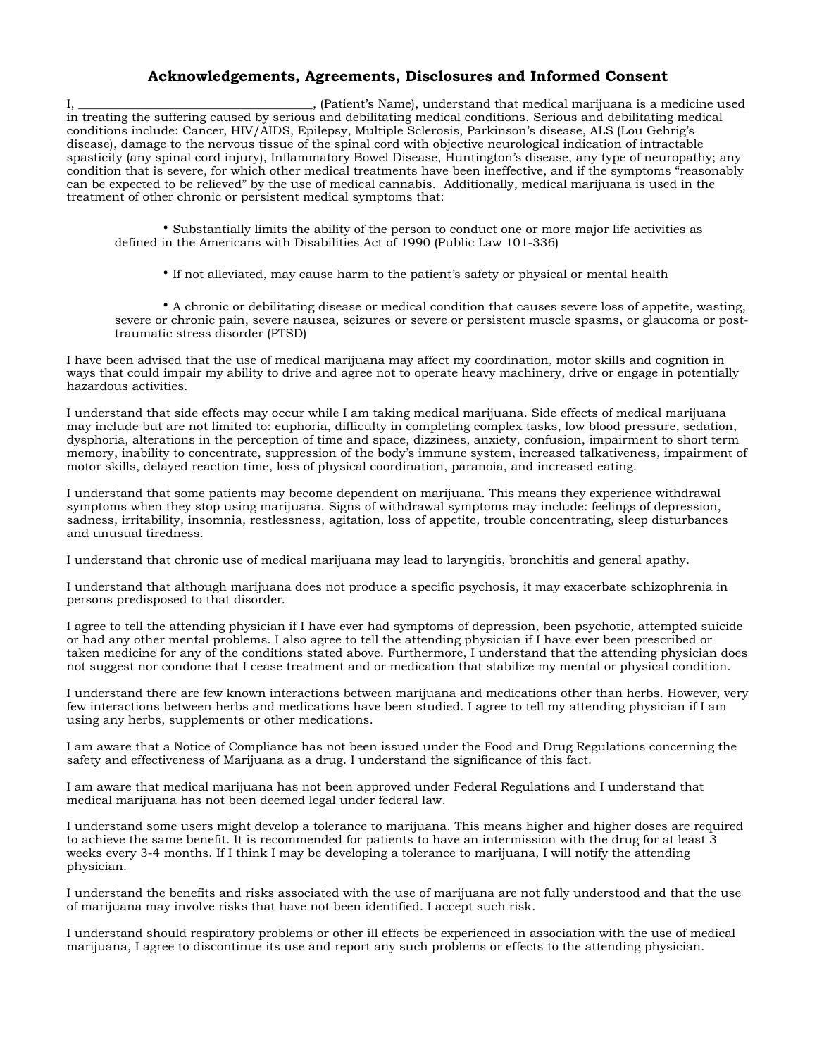## Acknowledgements, Agreements, Disclosures and Informed Consent

I, ______________________________________, (Patient's Name), understand that medical marijuana is a medicine used in treating the suffering caused by serious and debilitating medical conditions. Serious and debilitating medical conditions include: Cancer, HIV/AIDS, Epilepsy, Multiple Sclerosis, Parkinson's disease, ALS (Lou Gehrig's disease), damage to the nervous tissue of the spinal cord with objective neurological indication of intractable spasticity (any spinal cord injury), Inflammatory Bowel Disease, Huntington's disease, any type of neuropathy; any condition that is severe, for which other medical treatments have been ineffective, and if the symptoms "reasonably can be expected to be relieved" by the use of medical cannabis. Additionally, medical marijuana is used in the treatment of other chronic or persistent medical symptoms that:

- Substantially limits the ability of the person to conduct one or more major life activities as defined in the Americans with Disabilities Act of 1990 (Public Law 101-336)
- If not alleviated, may cause harm to the patient's safety or physical or mental health
- A chronic or debilitating disease or medical condition that causes severe loss of appetite, wasting, severe or chronic pain, severe nausea, seizures or severe or persistent muscle spasms, or glaucoma or post-traumatic stress disorder (PTSD)

I have been advised that the use of medical marijuana may affect my coordination, motor skills and cognition in ways that could impair my ability to drive and agree not to operate heavy machinery, drive or engage in potentially hazardous activities.

I understand that side effects may occur while I am taking medical marijuana. Side effects of medical marijuana may include but are not limited to: euphoria, difficulty in completing complex tasks, low blood pressure, sedation, dysphoria, alterations in the perception of time and space, dizziness, anxiety, confusion, impairment to short term memory, inability to concentrate, suppression of the body's immune system, increased talkativeness, impairment of motor skills, delayed reaction time, loss of physical coordination, paranoia, and increased eating.

I understand that some patients may become dependent on marijuana. This means they experience withdrawal symptoms when they stop using marijuana. Signs of withdrawal symptoms may include: feelings of depression, sadness, irritability, insomnia, restlessness, agitation, loss of appetite, trouble concentrating, sleep disturbances and unusual tiredness.

I understand that chronic use of medical marijuana may lead to laryngitis, bronchitis and general apathy.

I understand that although marijuana does not produce a specific psychosis, it may exacerbate schizophrenia in persons predisposed to that disorder.

I agree to tell the attending physician if I have ever had symptoms of depression, been psychotic, attempted suicide or had any other mental problems. I also agree to tell the attending physician if I have ever been prescribed or taken medicine for any of the conditions stated above. Furthermore, I understand that the attending physician does not suggest nor condone that I cease treatment and or medication that stabilize my mental or physical condition.

I understand there are few known interactions between marijuana and medications other than herbs. However, very few interactions between herbs and medications have been studied. I agree to tell my attending physician if I am using any herbs, supplements or other medications.

I am aware that a Notice of Compliance has not been issued under the Food and Drug Regulations concerning the safety and effectiveness of Marijuana as a drug. I understand the significance of this fact.

I am aware that medical marijuana has not been approved under Federal Regulations and I understand that medical marijuana has not been deemed legal under federal law.

I understand some users might develop a tolerance to marijuana. This means higher and higher doses are required to achieve the same benefit. It is recommended for patients to have an intermission with the drug for at least 3 weeks every 3-4 months. If I think I may be developing a tolerance to marijuana, I will notify the attending physician.

I understand the benefits and risks associated with the use of marijuana are not fully understood and that the use of marijuana may involve risks that have not been identified. I accept such risk.

I understand should respiratory problems or other ill effects be experienced in association with the use of medical marijuana, I agree to discontinue its use and report any such problems or effects to the attending physician.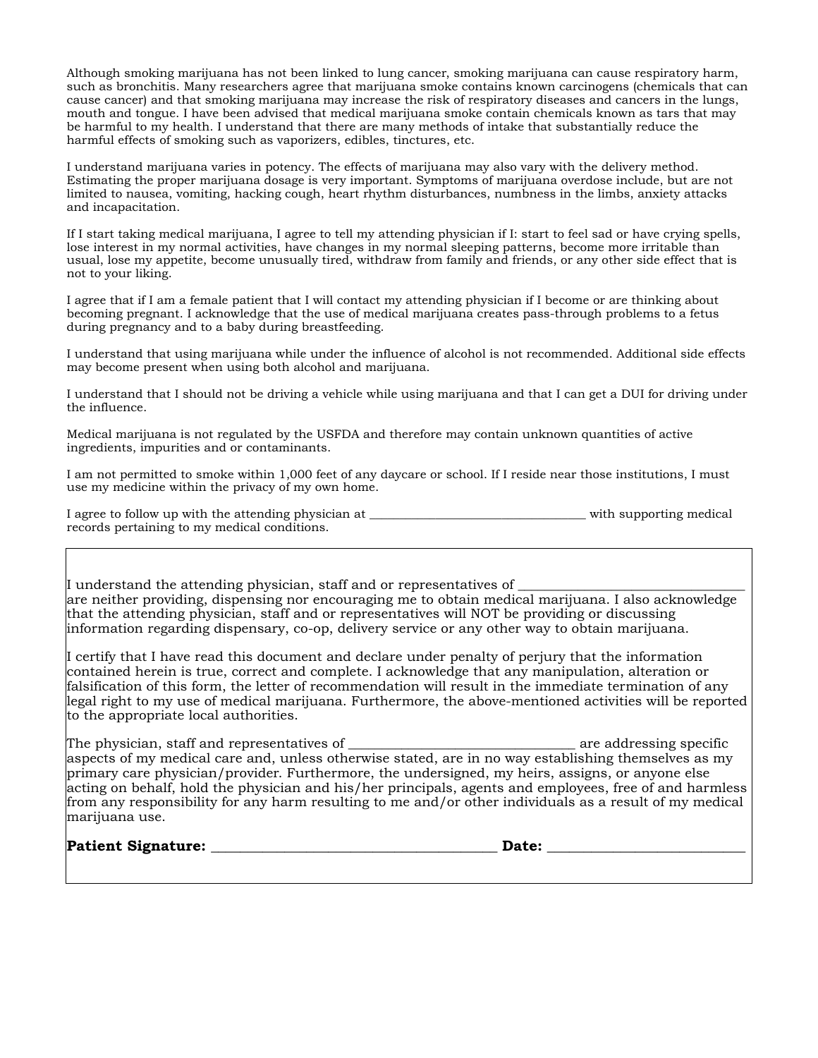Although smoking marijuana has not been linked to lung cancer, smoking marijuana can cause respiratory harm, such as bronchitis. Many researchers agree that marijuana smoke contains known carcinogens (chemicals that can cause cancer) and that smoking marijuana may increase the risk of respiratory diseases and cancers in the lungs, mouth and tongue. I have been advised that medical marijuana smoke contain chemicals known as tars that may be harmful to my health. I understand that there are many methods of intake that substantially reduce the harmful effects of smoking such as vaporizers, edibles, tinctures, etc.

I understand marijuana varies in potency. The effects of marijuana may also vary with the delivery method. Estimating the proper marijuana dosage is very important. Symptoms of marijuana overdose include, but are not limited to nausea, vomiting, hacking cough, heart rhythm disturbances, numbness in the limbs, anxiety attacks and incapacitation.

If I start taking medical marijuana, I agree to tell my attending physician if I: start to feel sad or have crying spells, lose interest in my normal activities, have changes in my normal sleeping patterns, become more irritable than usual, lose my appetite, become unusually tired, withdraw from family and friends, or any other side effect that is not to your liking.

I agree that if I am a female patient that I will contact my attending physician if I become or are thinking about becoming pregnant. I acknowledge that the use of medical marijuana creates pass-through problems to a fetus during pregnancy and to a baby during breastfeeding.

I understand that using marijuana while under the influence of alcohol is not recommended. Additional side effects may become present when using both alcohol and marijuana.

I understand that I should not be driving a vehicle while using marijuana and that I can get a DUI for driving under the influence.

Medical marijuana is not regulated by the USFDA and therefore may contain unknown quantities of active ingredients, impurities and or contaminants.

I am not permitted to smoke within 1,000 feet of any daycare or school. If I reside near those institutions, I must use my medicine within the privacy of my own home.

I agree to follow up with the attending physician at ___________________________________ with supporting medical records pertaining to my medical conditions.

I understand the attending physician, staff and or representatives of _________________________________ are neither providing, dispensing nor encouraging me to obtain medical marijuana. I also acknowledge that the attending physician, staff and or representatives will NOT be providing or discussing information regarding dispensary, co-op, delivery service or any other way to obtain marijuana.

I certify that I have read this document and declare under penalty of perjury that the information contained herein is true, correct and complete. I acknowledge that any manipulation, alteration or falsification of this form, the letter of recommendation will result in the immediate termination of any legal right to my use of medical marijuana. Furthermore, the above-mentioned activities will be reported to the appropriate local authorities.

The physician, staff and representatives of _________________________________ are addressing specific aspects of my medical care and, unless otherwise stated, are in no way establishing themselves as my primary care physician/provider. Furthermore, the undersigned, my heirs, assigns, or anyone else acting on behalf, hold the physician and his/her principals, agents and employees, free of and harmless from any responsibility for any harm resulting to me and/or other individuals as a result of my medical marijuana use.

**Patient Signature:** __________________________________________ **Date:** _____________________________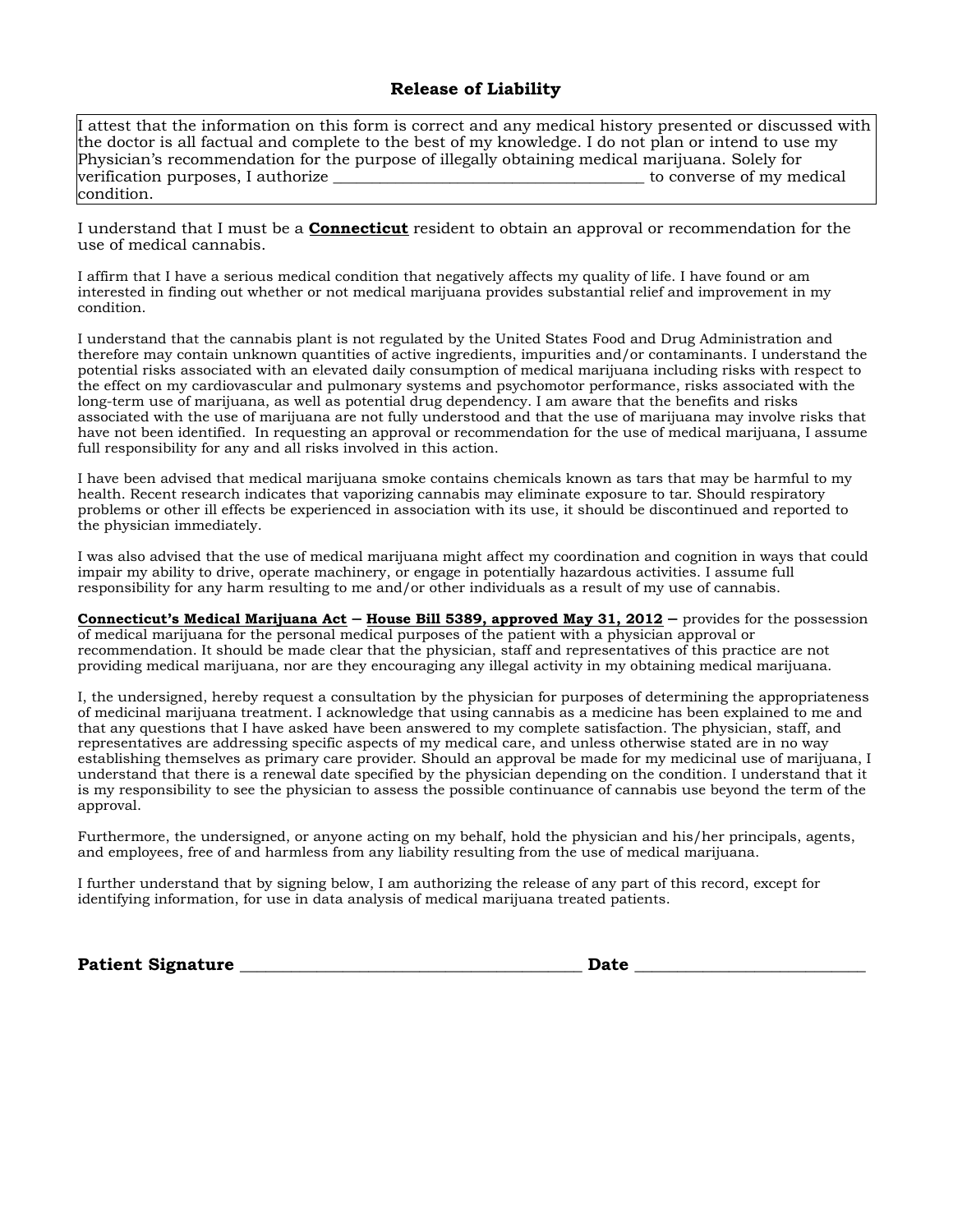## Release of Liability

I attest that the information on this form is correct and any medical history presented or discussed with the doctor is all factual and complete to the best of my knowledge. I do not plan or intend to use my Physician's recommendation for the purpose of illegally obtaining medical marijuana. Solely for verification purposes, I authorize ________________________________________ to converse of my medical condition.

I understand that I must be a **Connecticut** resident to obtain an approval or recommendation for the use of medical cannabis.

I affirm that I have a serious medical condition that negatively affects my quality of life. I have found or am interested in finding out whether or not medical marijuana provides substantial relief and improvement in my condition.

I understand that the cannabis plant is not regulated by the United States Food and Drug Administration and therefore may contain unknown quantities of active ingredients, impurities and/or contaminants. I understand the potential risks associated with an elevated daily consumption of medical marijuana including risks with respect to the effect on my cardiovascular and pulmonary systems and psychomotor performance, risks associated with the long-term use of marijuana, as well as potential drug dependency. I am aware that the benefits and risks associated with the use of marijuana are not fully understood and that the use of marijuana may involve risks that have not been identified. In requesting an approval or recommendation for the use of medical marijuana, I assume full responsibility for any and all risks involved in this action.

I have been advised that medical marijuana smoke contains chemicals known as tars that may be harmful to my health. Recent research indicates that vaporizing cannabis may eliminate exposure to tar. Should respiratory problems or other ill effects be experienced in association with its use, it should be discontinued and reported to the physician immediately.

I was also advised that the use of medical marijuana might affect my coordination and cognition in ways that could impair my ability to drive, operate machinery, or engage in potentially hazardous activities. I assume full responsibility for any harm resulting to me and/or other individuals as a result of my use of cannabis.

**Connecticut's Medical Marijuana Act – House Bill 5389, approved May 31, 2012 –** provides for the possession of medical marijuana for the personal medical purposes of the patient with a physician approval or recommendation. It should be made clear that the physician, staff and representatives of this practice are not providing medical marijuana, nor are they encouraging any illegal activity in my obtaining medical marijuana.

I, the undersigned, hereby request a consultation by the physician for purposes of determining the appropriateness of medicinal marijuana treatment. I acknowledge that using cannabis as a medicine has been explained to me and that any questions that I have asked have been answered to my complete satisfaction. The physician, staff, and representatives are addressing specific aspects of my medical care, and unless otherwise stated are in no way establishing themselves as primary care provider. Should an approval be made for my medicinal use of marijuana, I understand that there is a renewal date specified by the physician depending on the condition. I understand that it is my responsibility to see the physician to assess the possible continuance of cannabis use beyond the term of the approval.

Furthermore, the undersigned, or anyone acting on my behalf, hold the physician and his/her principals, agents, and employees, free of and harmless from any liability resulting from the use of medical marijuana.

I further understand that by signing below, I am authorizing the release of any part of this record, except for identifying information, for use in data analysis of medical marijuana treated patients.

**Patient Signature** ________________________________________ **Date** ___________________________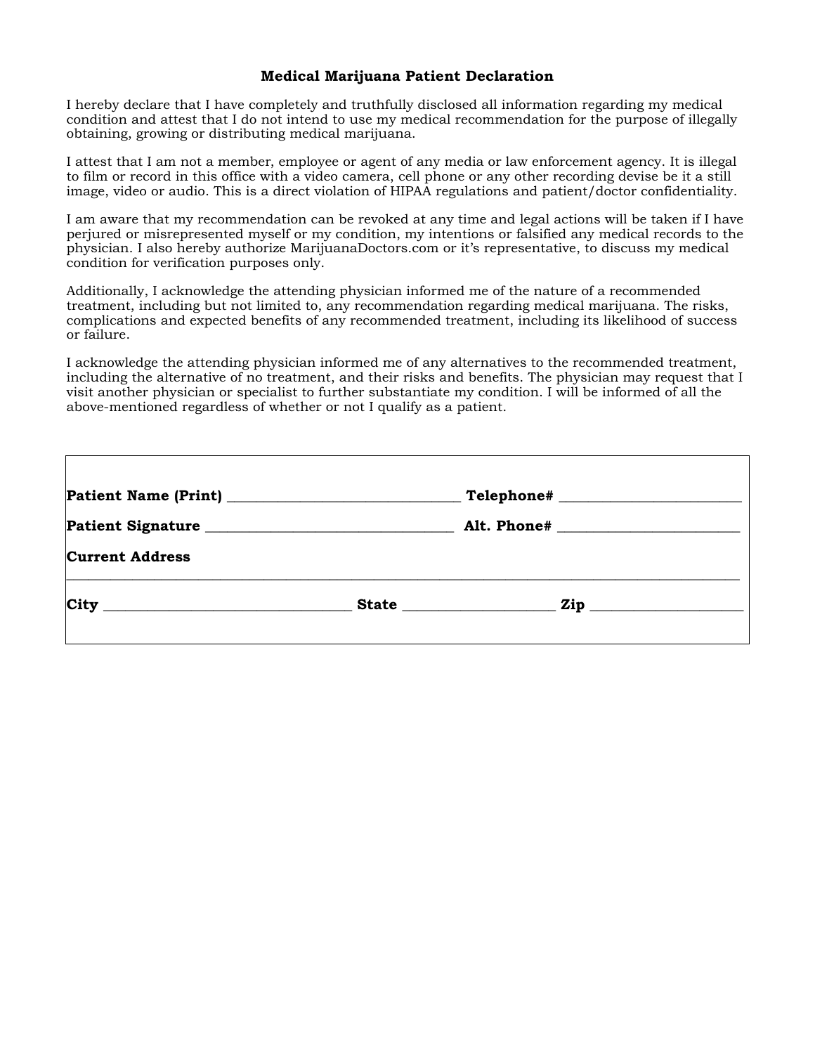# Medical Marijuana Patient Declaration

I hereby declare that I have completely and truthfully disclosed all information regarding my medical condition and attest that I do not intend to use my medical recommendation for the purpose of illegally obtaining, growing or distributing medical marijuana.

I attest that I am not a member, employee or agent of any media or law enforcement agency. It is illegal to film or record in this office with a video camera, cell phone or any other recording devise be it a still image, video or audio. This is a direct violation of HIPAA regulations and patient/doctor confidentiality.

I am aware that my recommendation can be revoked at any time and legal actions will be taken if I have perjured or misrepresented myself or my condition, my intentions or falsified any medical records to the physician. I also hereby authorize MarijuanaDoctors.com or it's representative, to discuss my medical condition for verification purposes only.

Additionally, I acknowledge the attending physician informed me of the nature of a recommended treatment, including but not limited to, any recommendation regarding medical marijuana. The risks, complications and expected benefits of any recommended treatment, including its likelihood of success or failure.

I acknowledge the attending physician informed me of any alternatives to the recommended treatment, including the alternative of no treatment, and their risks and benefits. The physician may request that I visit another physician or specialist to further substantiate my condition. I will be informed of all the above-mentioned regardless of whether or not I qualify as a patient.

**Patient Name (Print)** ______________________________ **Telephone#** ______________________

**Patient Signature** ________________________________ **Alt. Phone#** ______________________

**Current Address**

__________________________________________________________________________________

**City** ________________________________ **State** ___________________ **Zip** ___________________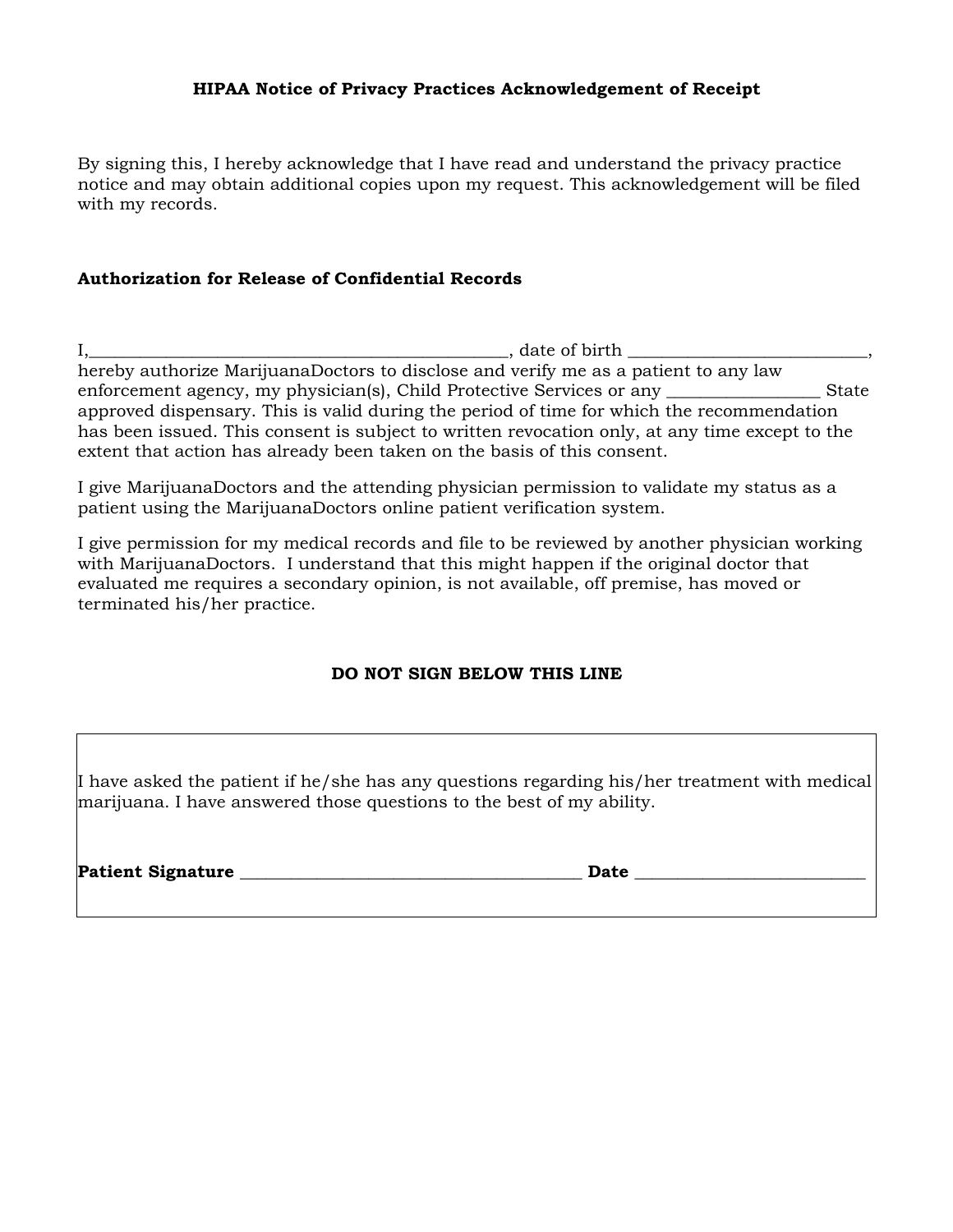**HIPAA Notice of Privacy Practices Acknowledgement of Receipt**

By signing this, I hereby acknowledge that I have read and understand the privacy practice notice and may obtain additional copies upon my request. This acknowledgement will be filed with my records.

**Authorization for Release of Confidential Records**

I,_________________________________________________, date of birth ___________________________, hereby authorize MarijuanaDoctors to disclose and verify me as a patient to any law enforcement agency, my physician(s), Child Protective Services or any _________________ State approved dispensary. This is valid during the period of time for which the recommendation has been issued. This consent is subject to written revocation only, at any time except to the extent that action has already been taken on the basis of this consent.

I give MarijuanaDoctors and the attending physician permission to validate my status as a patient using the MarijuanaDoctors online patient verification system.

I give permission for my medical records and file to be reviewed by another physician working with MarijuanaDoctors. I understand that this might happen if the original doctor that evaluated me requires a secondary opinion, is not available, off premise, has moved or terminated his/her practice.

**DO NOT SIGN BELOW THIS LINE**

I have asked the patient if he/she has any questions regarding his/her treatment with medical marijuana. I have answered those questions to the best of my ability.

**Patient Signature** ________________________________________ **Date** __________________________